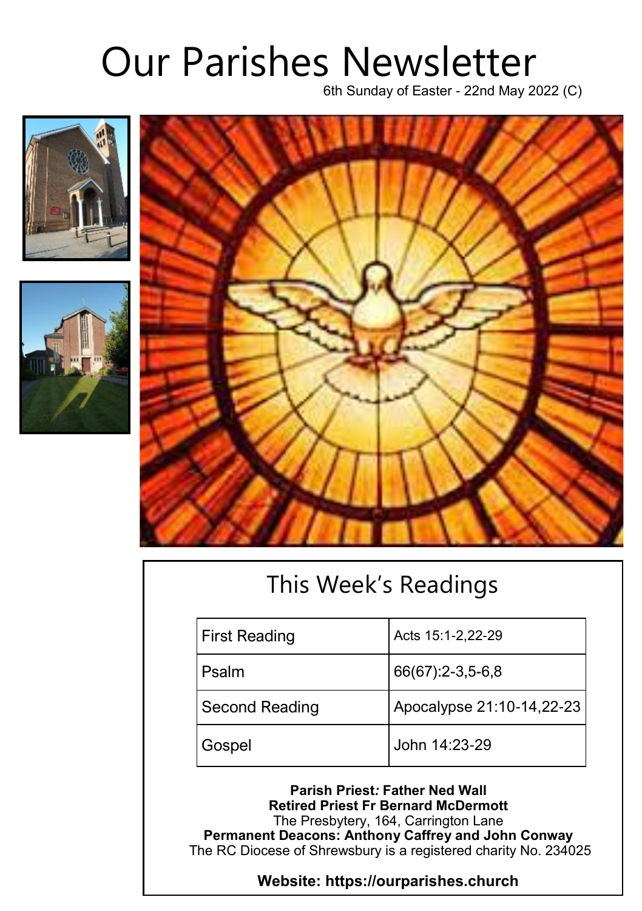# Our Parishes Newsletter

6th Sunday of Easter - 22nd May 2022 (C)

## This Week's Readings

| | |
|---|---|
| First Reading | Acts 15:1-2,22-29 |
| Psalm | 66(67):2-3,5-6,8 |
| Second Reading | Apocalypse 21:10-14,22-23 |
| Gospel | John 14:23-29 |

**Parish Priest: Father Ned Wall**
**Retired Priest Fr Bernard McDermott**
The Presbytery, 164, Carrington Lane
**Permanent Deacons: Anthony Caffrey and John Conway**
The RC Diocese of Shrewsbury is a registered charity No. 234025

**Website: https://ourparishes.church**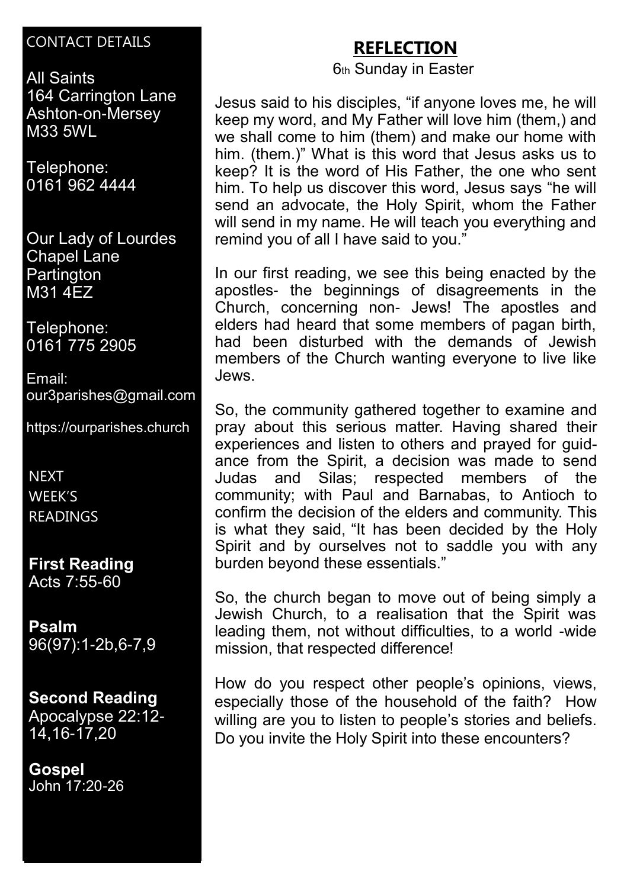CONTACT DETAILS

All Saints
164 Carrington Lane
Ashton-on-Mersey
M33 5WL

Telephone:
0161 962 4444

Our Lady of Lourdes
Chapel Lane
Partington
M31 4EZ

Telephone:
0161 775 2905

Email:
our3parishes@gmail.com

https://ourparishes.church

NEXT WEEK'S READINGS

**First Reading**
Acts 7:55-60

**Psalm**
96(97):1-2b,6-7,9

**Second Reading**
Apocalypse 22:12-14,16-17,20

**Gospel**
John 17:20-26

## REFLECTION

6th Sunday in Easter

Jesus said to his disciples, "if anyone loves me, he will keep my word, and My Father will love him (them,) and we shall come to him (them) and make our home with him. (them.)" What is this word that Jesus asks us to keep? It is the word of His Father, the one who sent him. To help us discover this word, Jesus says "he will send an advocate, the Holy Spirit, whom the Father will send in my name. He will teach you everything and remind you of all I have said to you."

In our first reading, we see this being enacted by the apostles- the beginnings of disagreements in the Church, concerning non- Jews! The apostles and elders had heard that some members of pagan birth, had been disturbed with the demands of Jewish members of the Church wanting everyone to live like Jews.

So, the community gathered together to examine and pray about this serious matter. Having shared their experiences and listen to others and prayed for guidance from the Spirit, a decision was made to send Judas and Silas; respected members of the community; with Paul and Barnabas, to Antioch to confirm the decision of the elders and community. This is what they said, "It has been decided by the Holy Spirit and by ourselves not to saddle you with any burden beyond these essentials."

So, the church began to move out of being simply a Jewish Church, to a realisation that the Spirit was leading them, not without difficulties, to a world -wide mission, that respected difference!

How do you respect other people's opinions, views, especially those of the household of the faith? How willing are you to listen to people's stories and beliefs. Do you invite the Holy Spirit into these encounters?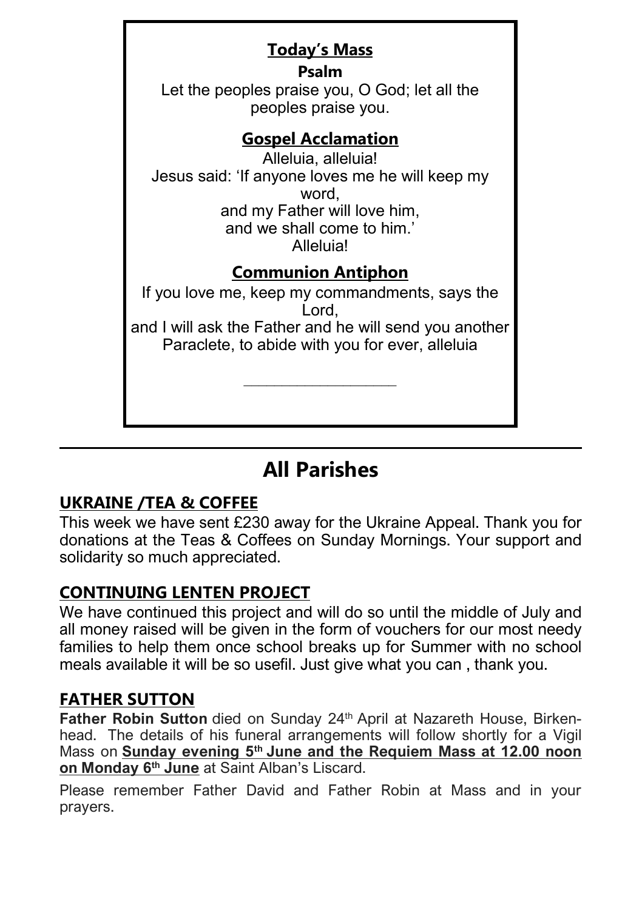## Today's Mass

**Psalm**

Let the peoples praise you, O God; let all the peoples praise you.

## Gospel Acclamation

Alleluia, alleluia!
Jesus said: 'If anyone loves me he will keep my word,
and my Father will love him,
and we shall come to him.'
Alleluia!

## Communion Antiphon

If you love me, keep my commandments, says the Lord,
and I will ask the Father and he will send you another Paraclete, to abide with you for ever, alleluia

---

# All Parishes

## UKRAINE /TEA & COFFEE

This week we have sent £230 away for the Ukraine Appeal. Thank you for donations at the Teas & Coffees on Sunday Mornings. Your support and solidarity so much appreciated.

## CONTINUING LENTEN PROJECT

We have continued this project and will do so until the middle of July and all money raised will be given in the form of vouchers for our most needy families to help them once school breaks up for Summer with no school meals available it will be so usefil. Just give what you can , thank you.

## FATHER SUTTON

**Father Robin Sutton** died on Sunday 24th April at Nazareth House, Birkenhead. The details of his funeral arrangements will follow shortly for a Vigil Mass on **Sunday evening 5th June and the Requiem Mass at 12.00 noon on Monday 6th June** at Saint Alban's Liscard.

Please remember Father David and Father Robin at Mass and in your prayers.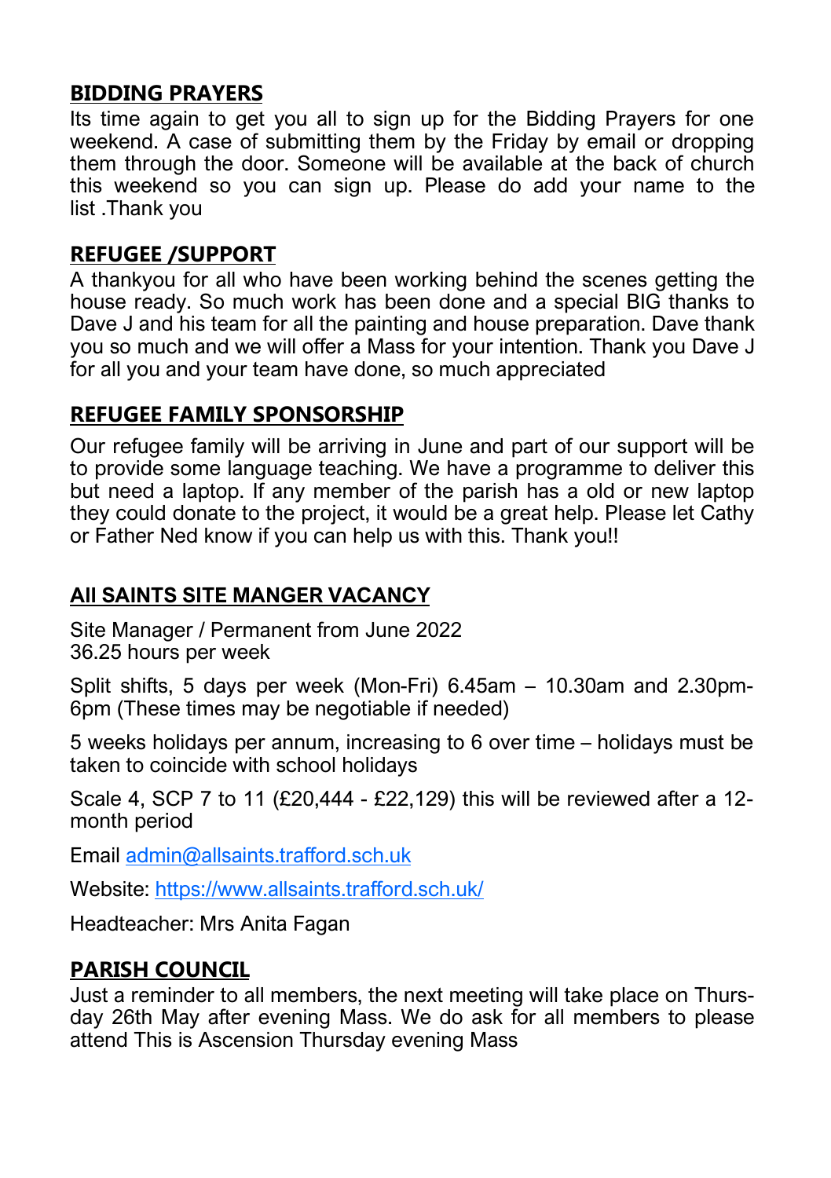## BIDDING PRAYERS

Its time again to get you all to sign up for the Bidding Prayers for one weekend. A case of submitting them by the Friday by email or dropping them through the door. Someone will be available at the back of church this weekend so you can sign up. Please do add your name to the list .Thank you

## REFUGEE /SUPPORT

A thankyou for all who have been working behind the scenes getting the house ready. So much work has been done and a special BIG thanks to Dave J and his team for all the painting and house preparation. Dave thank you so much and we will offer a Mass for your intention. Thank you Dave J for all you and your team have done, so much appreciated

## REFUGEE FAMILY SPONSORSHIP

Our refugee family will be arriving in June and part of our support will be to provide some language teaching. We have a programme to deliver this but need a laptop. If any member of the parish has a old or new laptop they could donate to the project, it would be a great help. Please let Cathy or Father Ned know if you can help us with this. Thank you!!

## All SAINTS SITE MANGER VACANCY

Site Manager / Permanent from June 2022
36.25 hours per week

Split shifts, 5 days per week (Mon-Fri) 6.45am – 10.30am and 2.30pm-6pm (These times may be negotiable if needed)

5 weeks holidays per annum, increasing to 6 over time – holidays must be taken to coincide with school holidays

Scale 4, SCP 7 to 11 (£20,444 - £22,129) this will be reviewed after a 12-month period

Email [admin@allsaints.trafford.sch.uk](mailto:admin@allsaints.trafford.sch.uk)

Website: [https://www.allsaints.trafford.sch.uk/](https://www.allsaints.trafford.sch.uk/)

Headteacher: Mrs Anita Fagan

## PARISH COUNCIL

Just a reminder to all members, the next meeting will take place on Thursday 26th May after evening Mass. We do ask for all members to please attend This is Ascension Thursday evening Mass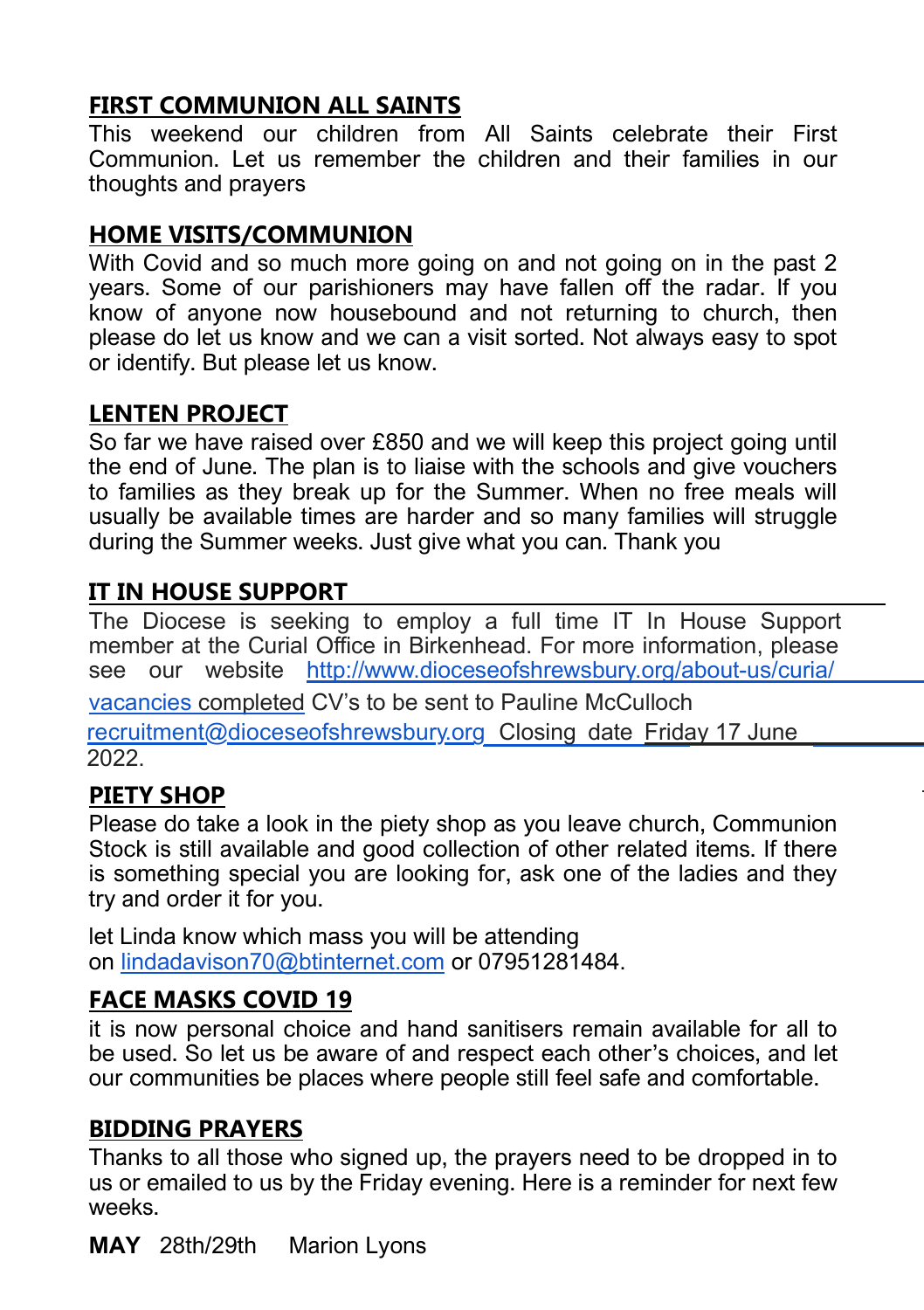**FIRST COMMUNION ALL SAINTS**

This weekend our children from All Saints celebrate their First Communion. Let us remember the children and their families in our thoughts and prayers

**HOME VISITS/COMMUNION**

With Covid and so much more going on and not going on in the past 2 years. Some of our parishioners may have fallen off the radar. If you know of anyone now housebound and not returning to church, then please do let us know and we can a visit sorted. Not always easy to spot or identify. But please let us know.

**LENTEN PROJECT**

So far we have raised over £850 and we will keep this project going until the end of June. The plan is to liaise with the schools and give vouchers to families as they break up for the Summer. When no free meals will usually be available times are harder and so many families will struggle during the Summer weeks. Just give what you can. Thank you

**IT IN HOUSE SUPPORT**

The Diocese is seeking to employ a full time IT In House Support member at the Curial Office in Birkenhead. For more information, please see our website http://www.dioceseofshrewsbury.org/about-us/curia/vacancies completed CV's to be sent to Pauline McCulloch recruitment@dioceseofshrewsbury.org Closing date Friday 17 June 2022.

**PIETY SHOP**

Please do take a look in the piety shop as you leave church, Communion Stock is still available and good collection of other related items. If there is something special you are looking for, ask one of the ladies and they try and order it for you.

let Linda know which mass you will be attending on lindadavison70@btinternet.com or 07951281484.

**FACE MASKS COVID 19**

it is now personal choice and hand sanitisers remain available for all to be used. So let us be aware of and respect each other's choices, and let our communities be places where people still feel safe and comfortable.

**BIDDING PRAYERS**

Thanks to all those who signed up, the prayers need to be dropped in to us or emailed to us by the Friday evening. Here is a reminder for next few weeks.

**MAY** 28th/29th Marion Lyons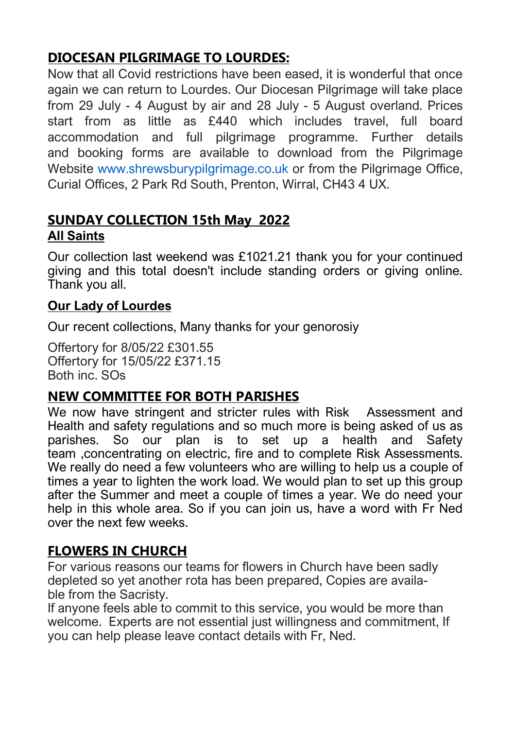## DIOCESAN PILGRIMAGE TO LOURDES:

Now that all Covid restrictions have been eased, it is wonderful that once again we can return to Lourdes. Our Diocesan Pilgrimage will take place from 29 July - 4 August by air and 28 July - 5 August overland. Prices start from as little as £440 which includes travel, full board accommodation and full pilgrimage programme. Further details and booking forms are available to download from the Pilgrimage Website www.shrewsburypilgrimage.co.uk or from the Pilgrimage Office, Curial Offices, 2 Park Rd South, Prenton, Wirral, CH43 4 UX.

## SUNDAY COLLECTION 15th May 2022

### All Saints

Our collection last weekend was £1021.21 thank you for your continued giving and this total doesn't include standing orders or giving online. Thank you all.

### Our Lady of Lourdes

Our recent collections, Many thanks for your genorosiy

Offertory for 8/05/22 £301.55
Offertory for 15/05/22 £371.15
Both inc. SOs

## NEW COMMITTEE FOR BOTH PARISHES

We now have stringent and stricter rules with Risk Assessment and Health and safety regulations and so much more is being asked of us as parishes. So our plan is to set up a health and Safety team ,concentrating on electric, fire and to complete Risk Assessments. We really do need a few volunteers who are willing to help us a couple of times a year to lighten the work load. We would plan to set up this group after the Summer and meet a couple of times a year. We do need your help in this whole area. So if you can join us, have a word with Fr Ned over the next few weeks.

## FLOWERS IN CHURCH

For various reasons our teams for flowers in Church have been sadly depleted so yet another rota has been prepared, Copies are available from the Sacristy.

If anyone feels able to commit to this service, you would be more than welcome. Experts are not essential just willingness and commitment, If you can help please leave contact details with Fr, Ned.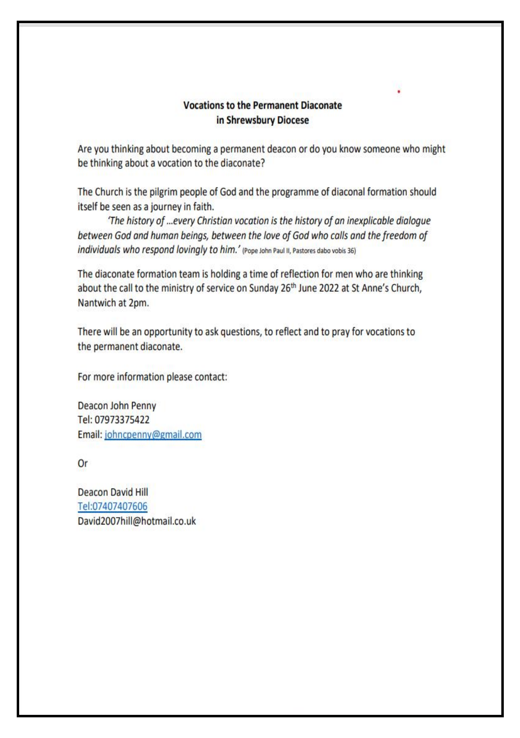**Vocations to the Permanent Diaconate in Shrewsbury Diocese**

Are you thinking about becoming a permanent deacon or do you know someone who might be thinking about a vocation to the diaconate?

The Church is the pilgrim people of God and the programme of diaconal formation should itself be seen as a journey in faith.

*'The history of …every Christian vocation is the history of an inexplicable dialogue between God and human beings, between the love of God who calls and the freedom of individuals who respond lovingly to him.'* (Pope John Paul II, Pastores dabo vobis 36)

The diaconate formation team is holding a time of reflection for men who are thinking about the call to the ministry of service on Sunday 26th June 2022 at St Anne's Church, Nantwich at 2pm.

There will be an opportunity to ask questions, to reflect and to pray for vocations to the permanent diaconate.

For more information please contact:

Deacon John Penny
Tel: 07973375422
Email: johncpenny@gmail.com

Or

Deacon David Hill
Tel:07407407606
David2007hill@hotmail.co.uk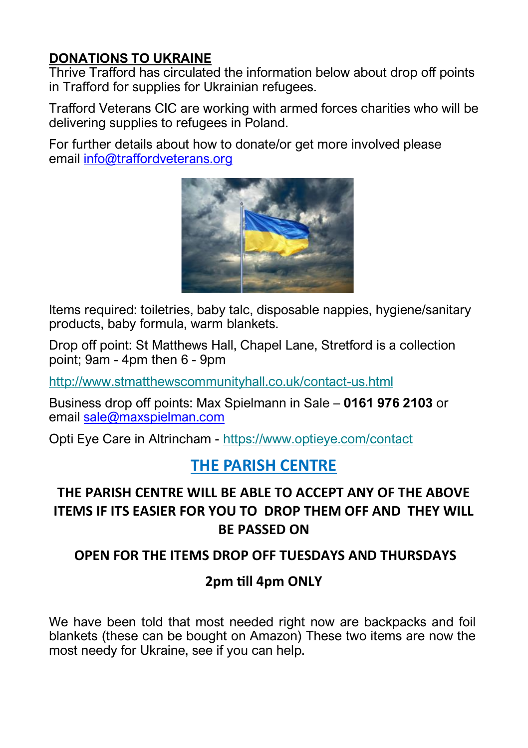## DONATIONS TO UKRAINE

Thrive Trafford has circulated the information below about drop off points in Trafford for supplies for Ukrainian refugees.

Trafford Veterans CIC are working with armed forces charities who will be delivering supplies to refugees in Poland.

For further details about how to donate/or get more involved please email info@traffordveterans.org

Items required: toiletries, baby talc, disposable nappies, hygiene/sanitary products, baby formula, warm blankets.

Drop off point: St Matthews Hall, Chapel Lane, Stretford is a collection point; 9am - 4pm then 6 - 9pm

http://www.stmatthewscommunityhall.co.uk/contact-us.html

Business drop off points: Max Spielmann in Sale – **0161 976 2103** or email sale@maxspielman.com

Opti Eye Care in Altrincham - https://www.optieye.com/contact

## THE PARISH CENTRE

**THE PARISH CENTRE WILL BE ABLE TO ACCEPT ANY OF THE ABOVE ITEMS IF ITS EASIER FOR YOU TO DROP THEM OFF AND THEY WILL BE PASSED ON**

**OPEN FOR THE ITEMS DROP OFF TUESDAYS AND THURSDAYS**

**2pm till 4pm ONLY**

We have been told that most needed right now are backpacks and foil blankets (these can be bought on Amazon) These two items are now the most needy for Ukraine, see if you can help.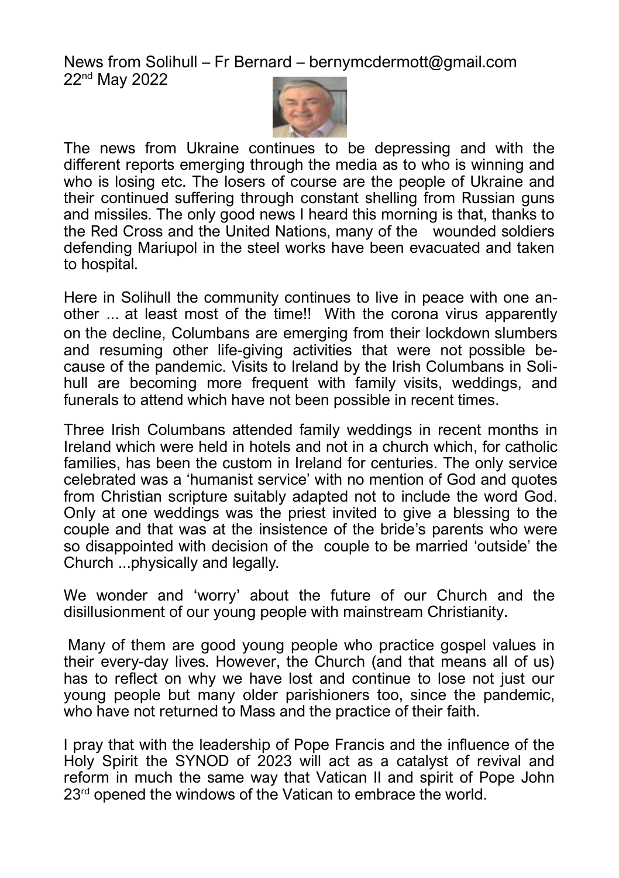News from Solihull – Fr Bernard – bernymcdermott@gmail.com
22nd May 2022

The news from Ukraine continues to be depressing and with the different reports emerging through the media as to who is winning and who is losing etc. The losers of course are the people of Ukraine and their continued suffering through constant shelling from Russian guns and missiles. The only good news I heard this morning is that, thanks to the Red Cross and the United Nations, many of the wounded soldiers defending Mariupol in the steel works have been evacuated and taken to hospital.

Here in Solihull the community continues to live in peace with one another ... at least most of the time!! With the corona virus apparently on the decline, Columbans are emerging from their lockdown slumbers and resuming other life-giving activities that were not possible because of the pandemic. Visits to Ireland by the Irish Columbans in Solihull are becoming more frequent with family visits, weddings, and funerals to attend which have not been possible in recent times.

Three Irish Columbans attended family weddings in recent months in Ireland which were held in hotels and not in a church which, for catholic families, has been the custom in Ireland for centuries. The only service celebrated was a 'humanist service' with no mention of God and quotes from Christian scripture suitably adapted not to include the word God. Only at one weddings was the priest invited to give a blessing to the couple and that was at the insistence of the bride's parents who were so disappointed with decision of the couple to be married 'outside' the Church ...physically and legally.

We wonder and 'worry' about the future of our Church and the disillusionment of our young people with mainstream Christianity.

Many of them are good young people who practice gospel values in their every-day lives. However, the Church (and that means all of us) has to reflect on why we have lost and continue to lose not just our young people but many older parishioners too, since the pandemic, who have not returned to Mass and the practice of their faith.

I pray that with the leadership of Pope Francis and the influence of the Holy Spirit the SYNOD of 2023 will act as a catalyst of revival and reform in much the same way that Vatican II and spirit of Pope John 23rd opened the windows of the Vatican to embrace the world.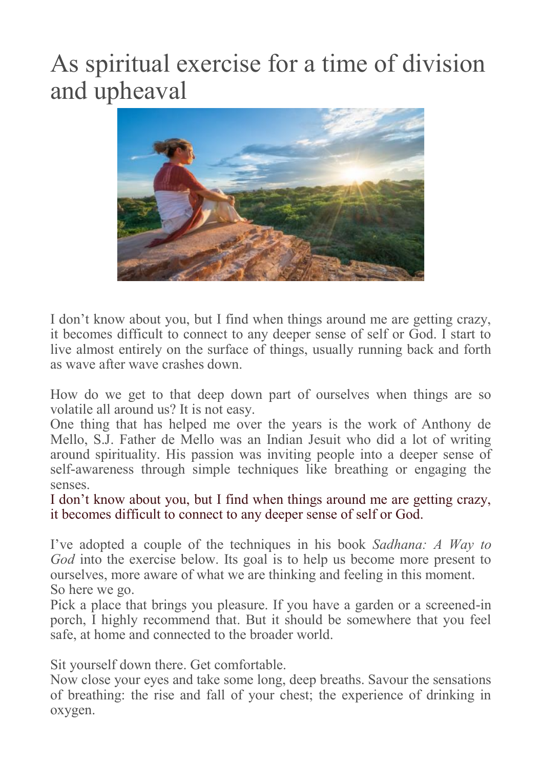# As spiritual exercise for a time of division and upheaval

I don't know about you, but I find when things around me are getting crazy, it becomes difficult to connect to any deeper sense of self or God. I start to live almost entirely on the surface of things, usually running back and forth as wave after wave crashes down.

How do we get to that deep down part of ourselves when things are so volatile all around us? It is not easy.

One thing that has helped me over the years is the work of Anthony de Mello, S.J. Father de Mello was an Indian Jesuit who did a lot of writing around spirituality. His passion was inviting people into a deeper sense of self-awareness through simple techniques like breathing or engaging the senses.

I don't know about you, but I find when things around me are getting crazy, it becomes difficult to connect to any deeper sense of self or God.

I've adopted a couple of the techniques in his book *Sadhana: A Way to God* into the exercise below. Its goal is to help us become more present to ourselves, more aware of what we are thinking and feeling in this moment.

So here we go.

Pick a place that brings you pleasure. If you have a garden or a screened-in porch, I highly recommend that. But it should be somewhere that you feel safe, at home and connected to the broader world.

Sit yourself down there. Get comfortable.

Now close your eyes and take some long, deep breaths. Savour the sensations of breathing: the rise and fall of your chest; the experience of drinking in oxygen.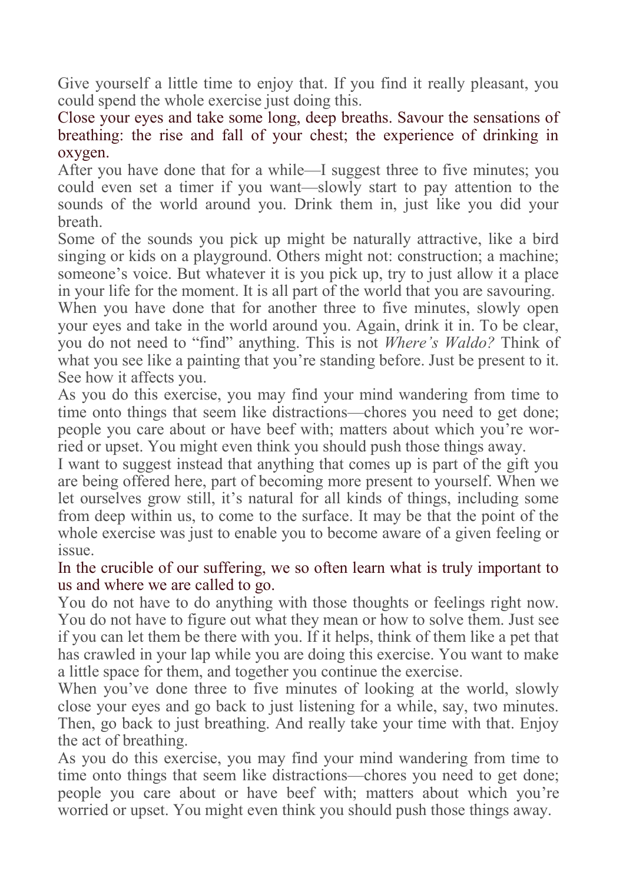Give yourself a little time to enjoy that. If you find it really pleasant, you could spend the whole exercise just doing this.

Close your eyes and take some long, deep breaths. Savour the sensations of breathing: the rise and fall of your chest; the experience of drinking in oxygen.

After you have done that for a while—I suggest three to five minutes; you could even set a timer if you want—slowly start to pay attention to the sounds of the world around you. Drink them in, just like you did your breath.

Some of the sounds you pick up might be naturally attractive, like a bird singing or kids on a playground. Others might not: construction; a machine; someone's voice. But whatever it is you pick up, try to just allow it a place in your life for the moment. It is all part of the world that you are savouring.

When you have done that for another three to five minutes, slowly open your eyes and take in the world around you. Again, drink it in. To be clear, you do not need to "find" anything. This is not *Where's Waldo?* Think of what you see like a painting that you're standing before. Just be present to it. See how it affects you.

As you do this exercise, you may find your mind wandering from time to time onto things that seem like distractions—chores you need to get done; people you care about or have beef with; matters about which you're worried or upset. You might even think you should push those things away.

I want to suggest instead that anything that comes up is part of the gift you are being offered here, part of becoming more present to yourself. When we let ourselves grow still, it's natural for all kinds of things, including some from deep within us, to come to the surface. It may be that the point of the whole exercise was just to enable you to become aware of a given feeling or issue.

In the crucible of our suffering, we so often learn what is truly important to us and where we are called to go.

You do not have to do anything with those thoughts or feelings right now. You do not have to figure out what they mean or how to solve them. Just see if you can let them be there with you. If it helps, think of them like a pet that has crawled in your lap while you are doing this exercise. You want to make a little space for them, and together you continue the exercise.

When you've done three to five minutes of looking at the world, slowly close your eyes and go back to just listening for a while, say, two minutes. Then, go back to just breathing. And really take your time with that. Enjoy the act of breathing.

As you do this exercise, you may find your mind wandering from time to time onto things that seem like distractions—chores you need to get done; people you care about or have beef with; matters about which you're worried or upset. You might even think you should push those things away.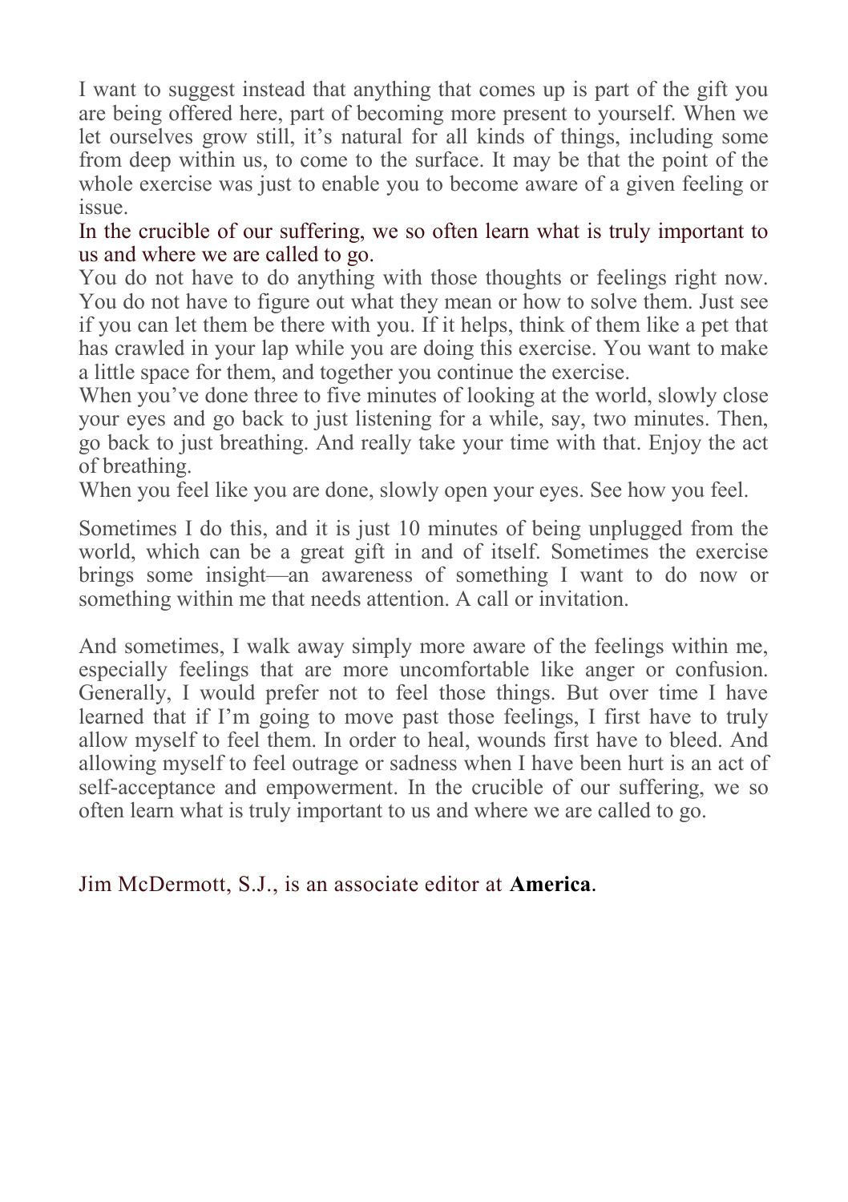I want to suggest instead that anything that comes up is part of the gift you are being offered here, part of becoming more present to yourself. When we let ourselves grow still, it's natural for all kinds of things, including some from deep within us, to come to the surface. It may be that the point of the whole exercise was just to enable you to become aware of a given feeling or issue.

In the crucible of our suffering, we so often learn what is truly important to us and where we are called to go.

You do not have to do anything with those thoughts or feelings right now. You do not have to figure out what they mean or how to solve them. Just see if you can let them be there with you. If it helps, think of them like a pet that has crawled in your lap while you are doing this exercise. You want to make a little space for them, and together you continue the exercise.

When you've done three to five minutes of looking at the world, slowly close your eyes and go back to just listening for a while, say, two minutes. Then, go back to just breathing. And really take your time with that. Enjoy the act of breathing.

When you feel like you are done, slowly open your eyes. See how you feel.

Sometimes I do this, and it is just 10 minutes of being unplugged from the world, which can be a great gift in and of itself. Sometimes the exercise brings some insight—an awareness of something I want to do now or something within me that needs attention. A call or invitation.

And sometimes, I walk away simply more aware of the feelings within me, especially feelings that are more uncomfortable like anger or confusion. Generally, I would prefer not to feel those things. But over time I have learned that if I'm going to move past those feelings, I first have to truly allow myself to feel them. In order to heal, wounds first have to bleed. And allowing myself to feel outrage or sadness when I have been hurt is an act of self-acceptance and empowerment. In the crucible of our suffering, we so often learn what is truly important to us and where we are called to go.

Jim McDermott, S.J., is an associate editor at **America**.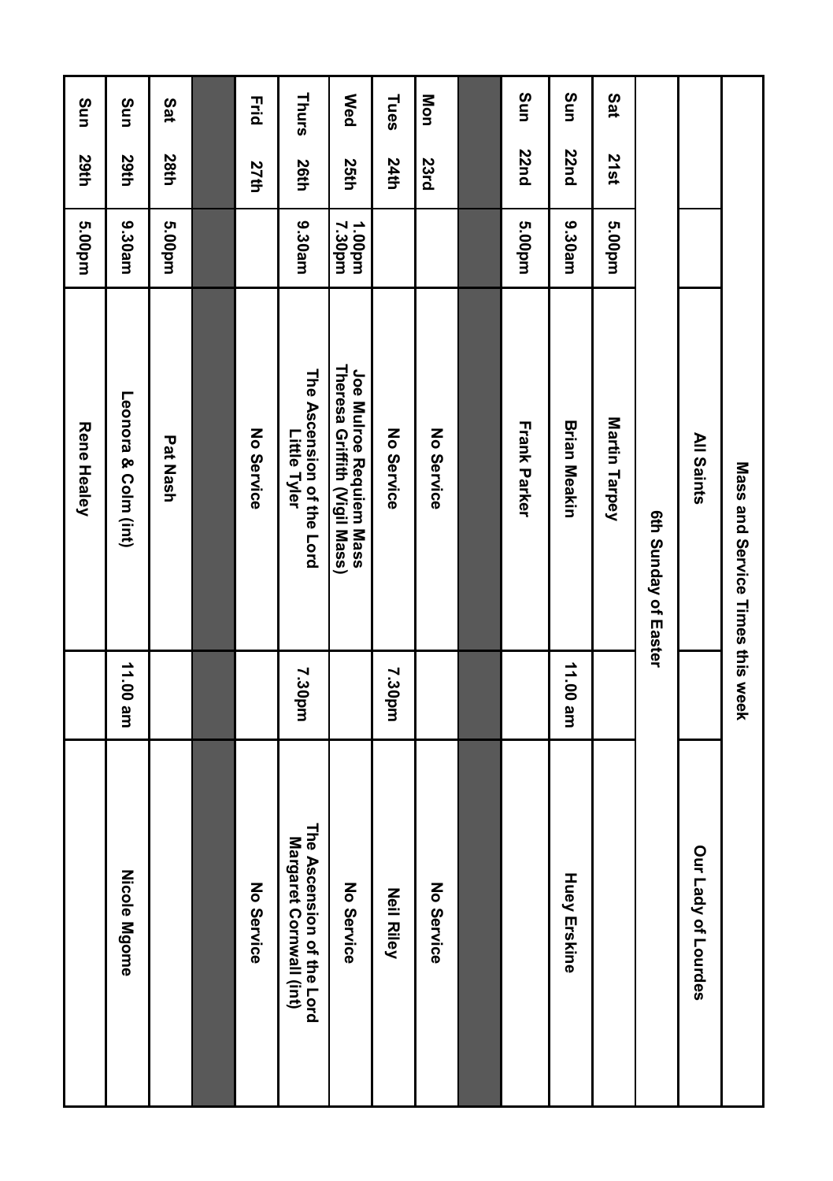| Mass and Service Times this week | | | | | |
|---|---|---|---|---|---|
| | | All Saints | | Our Lady of Lourdes | |
| 6th Sunday of Easter | | | | | |
| Sat | 21st | 5.00pm | Martin Tarpey | | |
| Sun | 22nd | 9.30am | Brian Meakin | 11.00 am | Huey Erskine |
| Sun | 22nd | 5.00pm | Frank Parker | | |
| | | | | | |
| Mon | 23rd | | No Service | | No Service |
| Tues | 24th | | No Service | 7.30pm | Neil Riley |
| Wed | 25th | 1.00pm<br>7.30pm | Joe Mulroe Requiem Mass<br>Theresa Griffith (Vigil Mass) | | No Service |
| Thurs | 26th | 9.30am | The Ascension of the Lord<br>Little Tyler | 7.30pm | The Ascension of the Lord<br>Margaret Cornwall (int) |
| Frid | 27th | | No Service | | No Service |
| | | | | | |
| Sat | 28th | 5.00pm | Pat Nash | | |
| Sun | 29th | 9.30am | Leonora & Colm (int) | 11.00 am | Nicole Mgome |
| Sun | 29th | 5.00pm | Rene Healey | | |